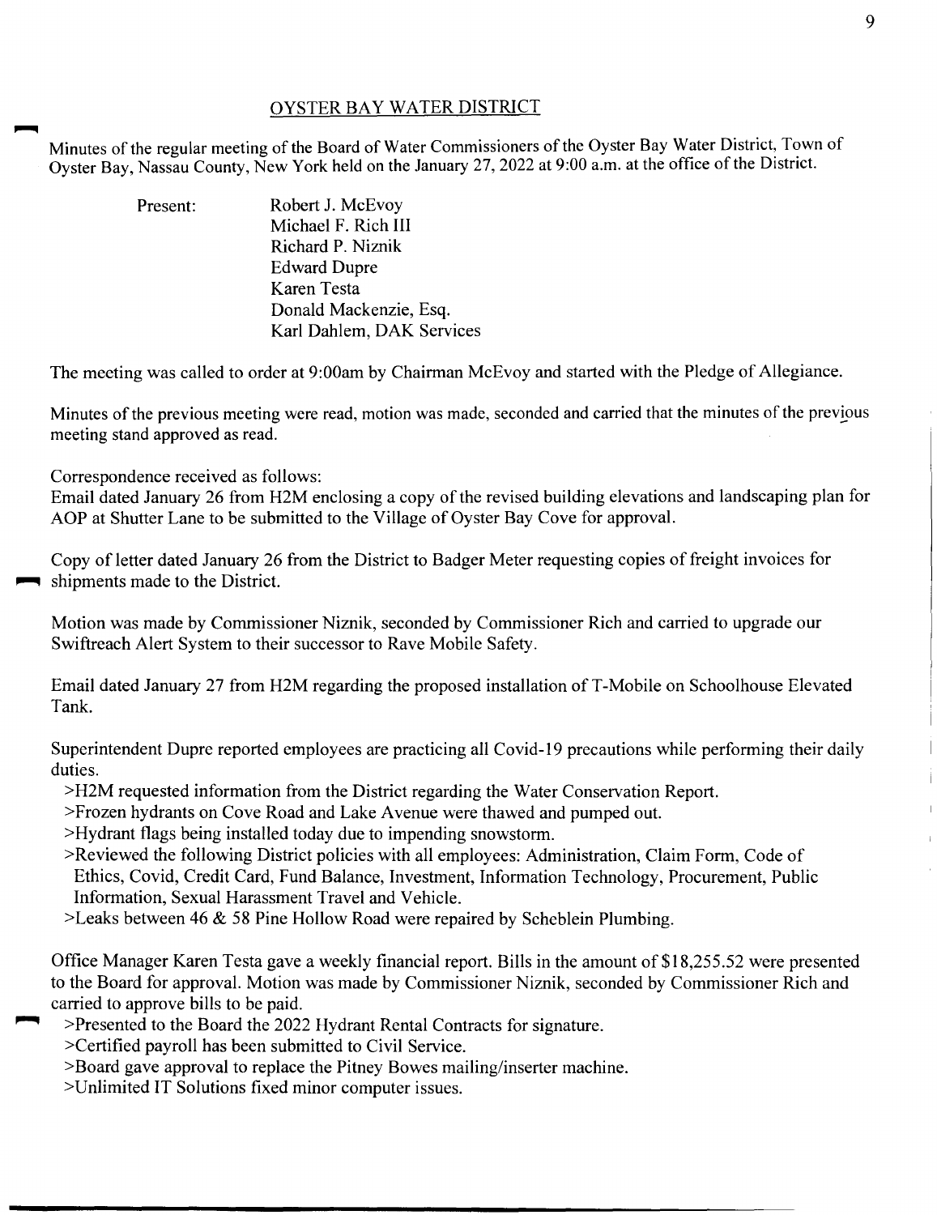## OYSTER BAY WATER DISTRICT

Minutes of the regular meeting of the Board of Water Commissioners of the Oyster Bay Water District, Town of Oyster Bay, Nassau County, New York held on the January 27, 2022 at 9:00 a.m. at the office of the District.

Present:
Robert J. McEvoy
Michael F. Rich III
Richard P. Niznik
Edward Dupre
Karen Testa
Donald Mackenzie, Esq.
Karl Dahlem, DAK Services

The meeting was called to order at 9:00am by Chairman McEvoy and started with the Pledge of Allegiance.

Minutes of the previous meeting were read, motion was made, seconded and carried that the minutes of the previous meeting stand approved as read.

Correspondence received as follows:
Email dated January 26 from H2M enclosing a copy of the revised building elevations and landscaping plan for AOP at Shutter Lane to be submitted to the Village of Oyster Bay Cove for approval.

Copy of letter dated January 26 from the District to Badger Meter requesting copies of freight invoices for shipments made to the District.

Motion was made by Commissioner Niznik, seconded by Commissioner Rich and carried to upgrade our Swiftreach Alert System to their successor to Rave Mobile Safety.

Email dated January 27 from H2M regarding the proposed installation of T-Mobile on Schoolhouse Elevated Tank.

Superintendent Dupre reported employees are practicing all Covid-19 precautions while performing their daily duties.

>H2M requested information from the District regarding the Water Conservation Report.
>Frozen hydrants on Cove Road and Lake Avenue were thawed and pumped out.
>Hydrant flags being installed today due to impending snowstorm.
>Reviewed the following District policies with all employees: Administration, Claim Form, Code of Ethics, Covid, Credit Card, Fund Balance, Investment, Information Technology, Procurement, Public Information, Sexual Harassment Travel and Vehicle.
>Leaks between 46 & 58 Pine Hollow Road were repaired by Scheblein Plumbing.

Office Manager Karen Testa gave a weekly financial report. Bills in the amount of $18,255.52 were presented to the Board for approval. Motion was made by Commissioner Niznik, seconded by Commissioner Rich and carried to approve bills to be paid.

>Presented to the Board the 2022 Hydrant Rental Contracts for signature.
>Certified payroll has been submitted to Civil Service.
>Board gave approval to replace the Pitney Bowes mailing/inserter machine.
>Unlimited IT Solutions fixed minor computer issues.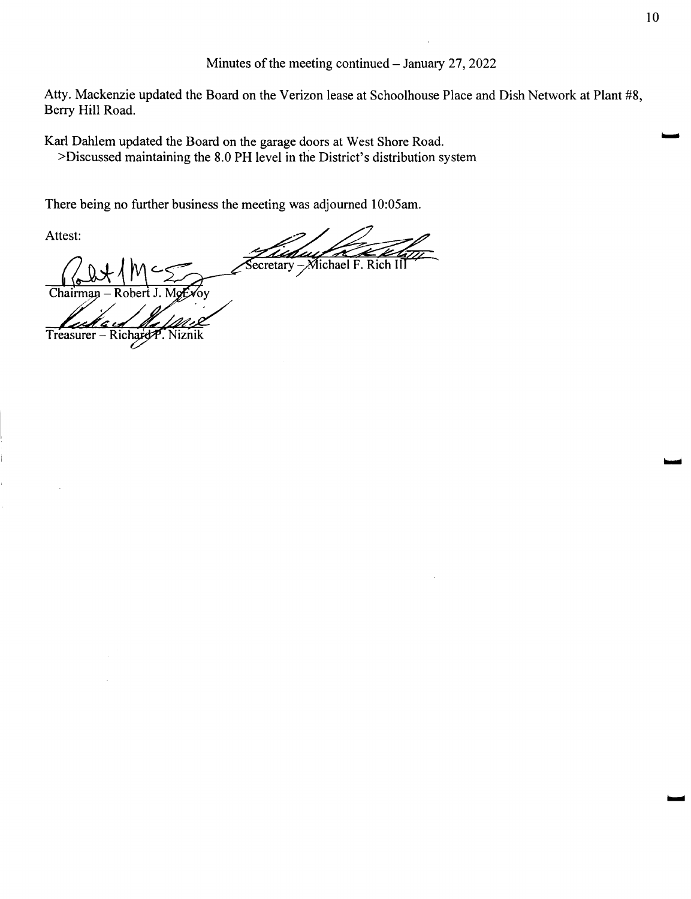Minutes of the meeting continued – January 27, 2022

Atty. Mackenzie updated the Board on the Verizon lease at Schoolhouse Place and Dish Network at Plant #8, Berry Hill Road.

Karl Dahlem updated the Board on the garage doors at West Shore Road.
>Discussed maintaining the 8.0 PH level in the District's distribution system

There being no further business the meeting was adjourned 10:05am.

Attest:

Secretary – Michael F. Rich III

Chairman – Robert J. McEvoy

Treasurer – Richard P. Niznik